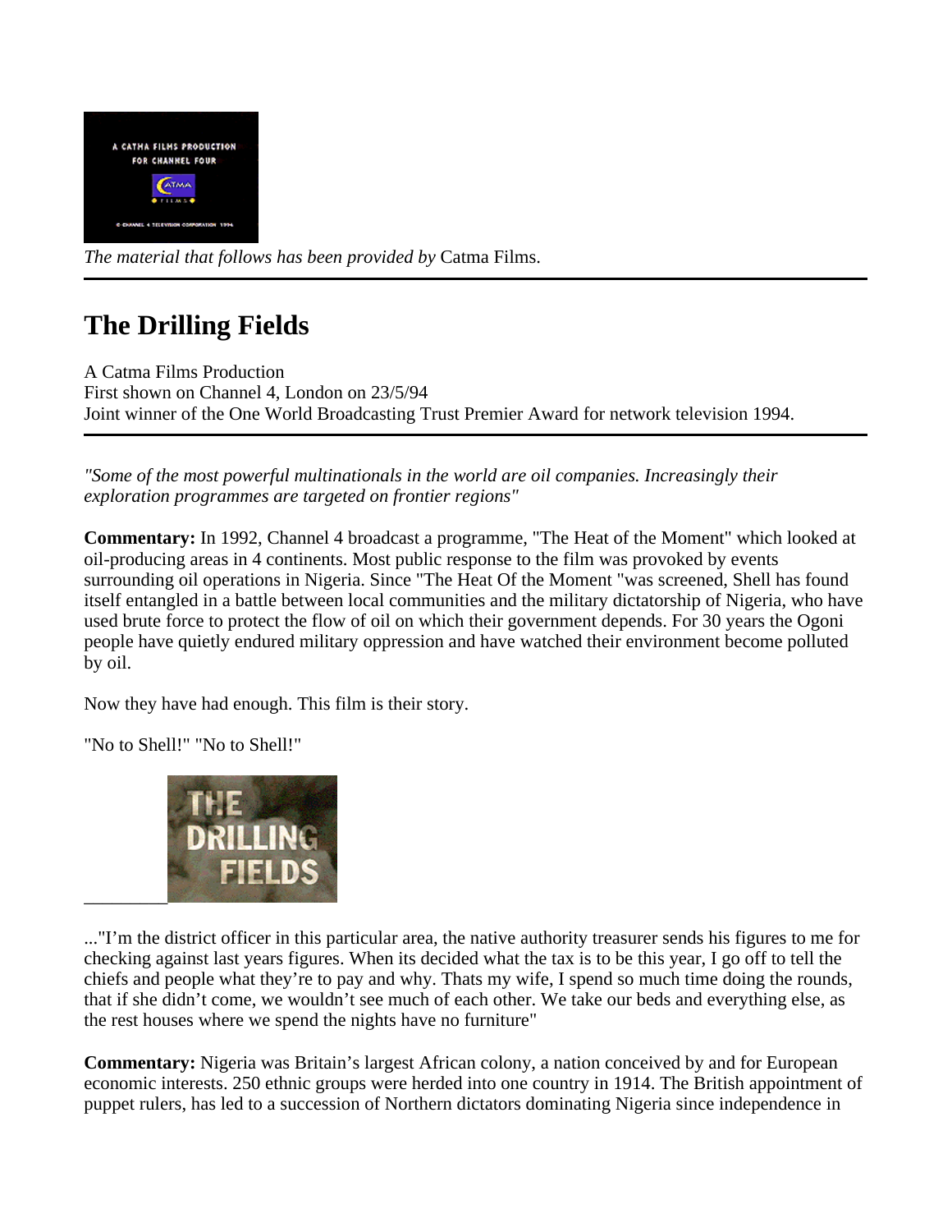*The material that follows has been provided by* Catma Films.

---

# The Drilling Fields

A Catma Films Production
First shown on Channel 4, London on 23/5/94
Joint winner of the One World Broadcasting Trust Premier Award for network television 1994.

---

*"Some of the most powerful multinationals in the world are oil companies. Increasingly their exploration programmes are targeted on frontier regions"*

**Commentary:** In 1992, Channel 4 broadcast a programme, "The Heat of the Moment" which looked at oil-producing areas in 4 continents. Most public response to the film was provoked by events surrounding oil operations in Nigeria. Since "The Heat Of the Moment "was screened, Shell has found itself entangled in a battle between local communities and the military dictatorship of Nigeria, who have used brute force to protect the flow of oil on which their government depends. For 30 years the Ogoni people have quietly endured military oppression and have watched their environment become polluted by oil.

Now they have had enough. This film is their story.

"No to Shell!" "No to Shell!"

..."I'm the district officer in this particular area, the native authority treasurer sends his figures to me for checking against last years figures. When its decided what the tax is to be this year, I go off to tell the chiefs and people what they're to pay and why. Thats my wife, I spend so much time doing the rounds, that if she didn't come, we wouldn't see much of each other. We take our beds and everything else, as the rest houses where we spend the nights have no furniture"

**Commentary:** Nigeria was Britain's largest African colony, a nation conceived by and for European economic interests. 250 ethnic groups were herded into one country in 1914. The British appointment of puppet rulers, has led to a succession of Northern dictators dominating Nigeria since independence in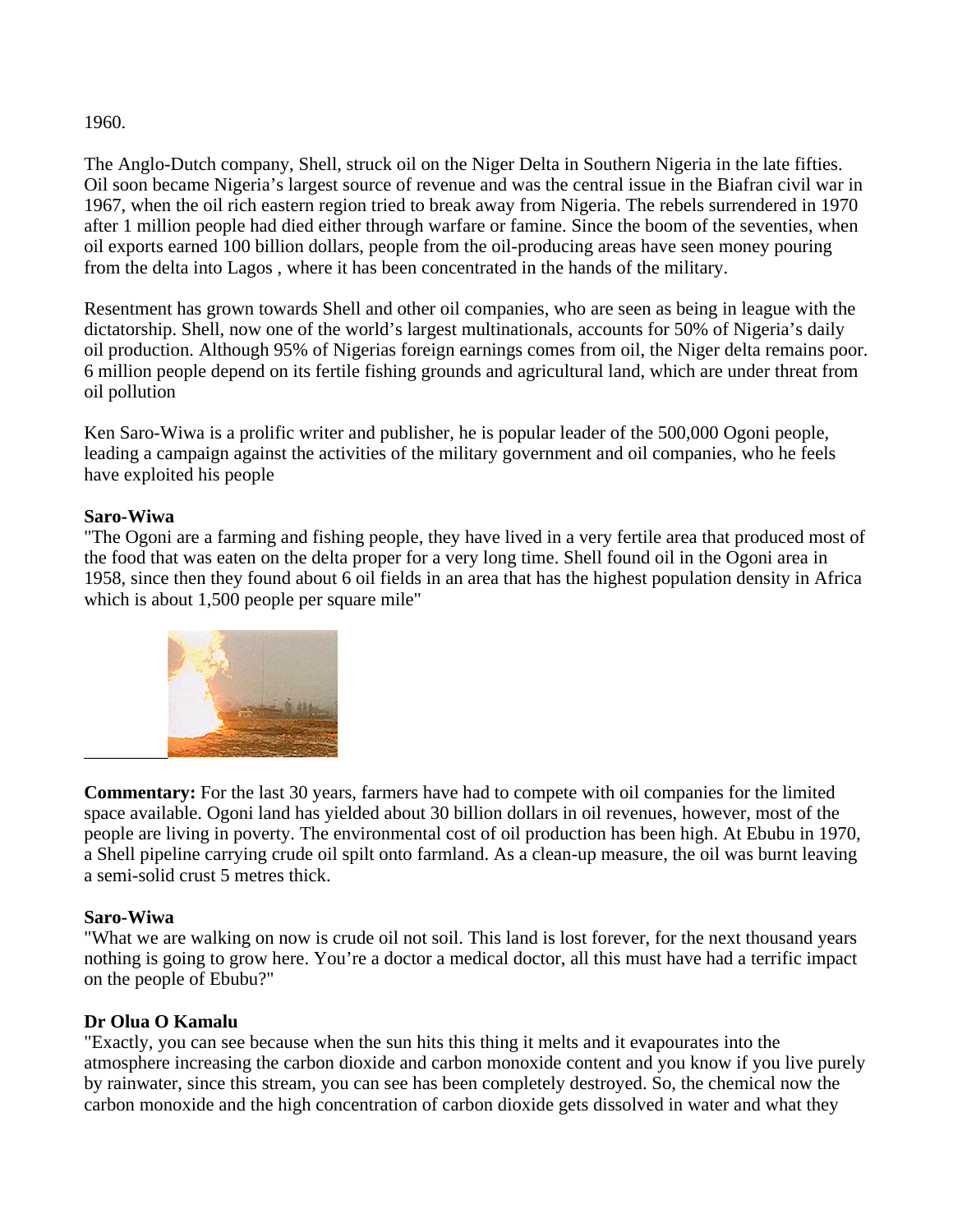1960.

The Anglo-Dutch company, Shell, struck oil on the Niger Delta in Southern Nigeria in the late fifties. Oil soon became Nigeria's largest source of revenue and was the central issue in the Biafran civil war in 1967, when the oil rich eastern region tried to break away from Nigeria. The rebels surrendered in 1970 after 1 million people had died either through warfare or famine. Since the boom of the seventies, when oil exports earned 100 billion dollars, people from the oil-producing areas have seen money pouring from the delta into Lagos , where it has been concentrated in the hands of the military.

Resentment has grown towards Shell and other oil companies, who are seen as being in league with the dictatorship. Shell, now one of the world's largest multinationals, accounts for 50% of Nigeria's daily oil production. Although 95% of Nigerias foreign earnings comes from oil, the Niger delta remains poor. 6 million people depend on its fertile fishing grounds and agricultural land, which are under threat from oil pollution

Ken Saro-Wiwa is a prolific writer and publisher, he is popular leader of the 500,000 Ogoni people, leading a campaign against the activities of the military government and oil companies, who he feels have exploited his people

**Saro-Wiwa**
"The Ogoni are a farming and fishing people, they have lived in a very fertile area that produced most of the food that was eaten on the delta proper for a very long time. Shell found oil in the Ogoni area in 1958, since then they found about 6 oil fields in an area that has the highest population density in Africa which is about 1,500 people per square mile"

**Commentary:** For the last 30 years, farmers have had to compete with oil companies for the limited space available. Ogoni land has yielded about 30 billion dollars in oil revenues, however, most of the people are living in poverty. The environmental cost of oil production has been high. At Ebubu in 1970, a Shell pipeline carrying crude oil spilt onto farmland. As a clean-up measure, the oil was burnt leaving a semi-solid crust 5 metres thick.

**Saro-Wiwa**
"What we are walking on now is crude oil not soil. This land is lost forever, for the next thousand years nothing is going to grow here. You're a doctor a medical doctor, all this must have had a terrific impact on the people of Ebubu?"

**Dr Olua O Kamalu**
"Exactly, you can see because when the sun hits this thing it melts and it evapourates into the atmosphere increasing the carbon dioxide and carbon monoxide content and you know if you live purely by rainwater, since this stream, you can see has been completely destroyed. So, the chemical now the carbon monoxide and the high concentration of carbon dioxide gets dissolved in water and what they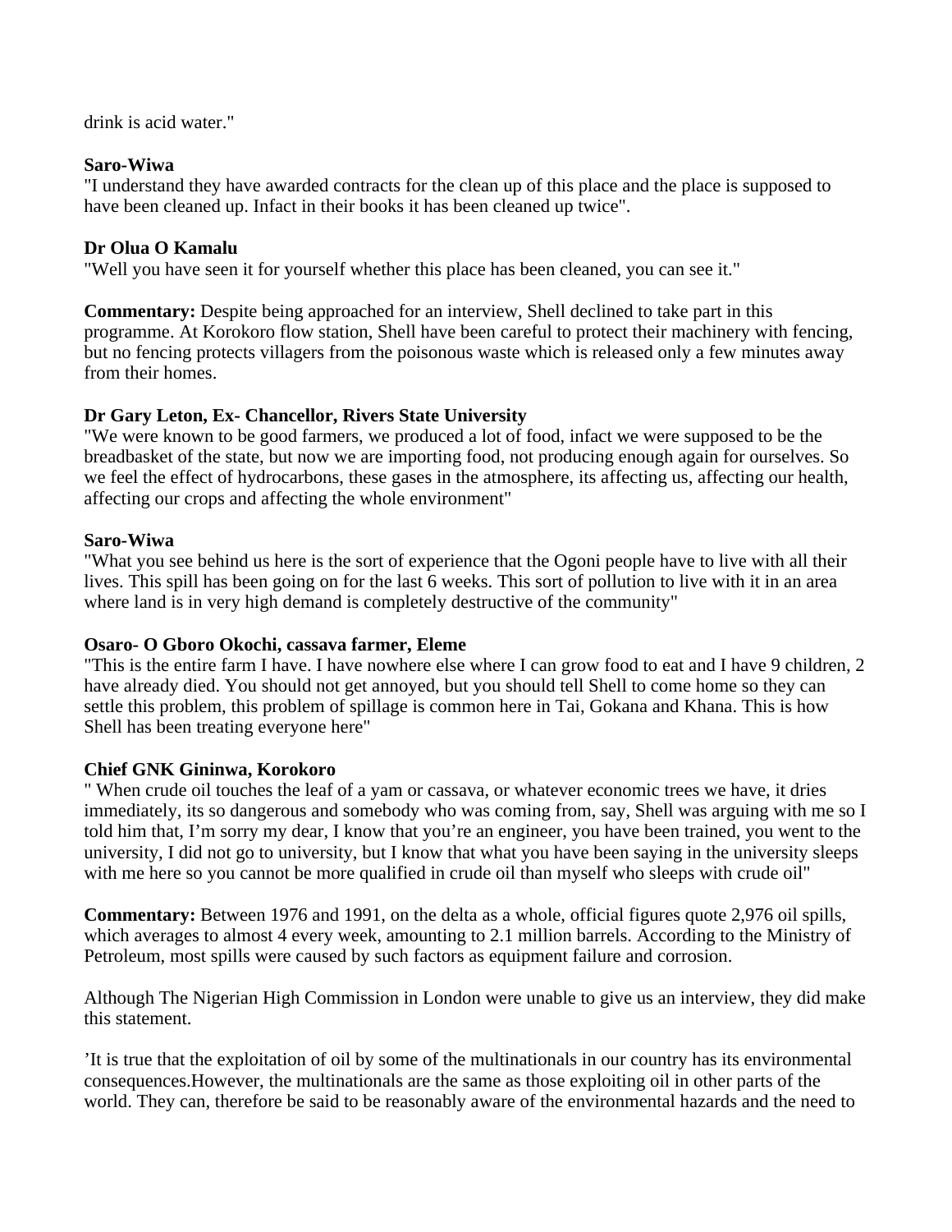drink is acid water."

**Saro-Wiwa**
"I understand they have awarded contracts for the clean up of this place and the place is supposed to have been cleaned up. Infact in their books it has been cleaned up twice".

**Dr Olua O Kamalu**
"Well you have seen it for yourself whether this place has been cleaned, you can see it."

**Commentary:** Despite being approached for an interview, Shell declined to take part in this programme. At Korokoro flow station, Shell have been careful to protect their machinery with fencing, but no fencing protects villagers from the poisonous waste which is released only a few minutes away from their homes.

**Dr Gary Leton, Ex- Chancellor, Rivers State University**
"We were known to be good farmers, we produced a lot of food, infact we were supposed to be the breadbasket of the state, but now we are importing food, not producing enough again for ourselves. So we feel the effect of hydrocarbons, these gases in the atmosphere, its affecting us, affecting our health, affecting our crops and affecting the whole environment"

**Saro-Wiwa**
"What you see behind us here is the sort of experience that the Ogoni people have to live with all their lives. This spill has been going on for the last 6 weeks. This sort of pollution to live with it in an area where land is in very high demand is completely destructive of the community"

**Osaro- O Gboro Okochi, cassava farmer, Eleme**
"This is the entire farm I have. I have nowhere else where I can grow food to eat and I have 9 children, 2 have already died. You should not get annoyed, but you should tell Shell to come home so they can settle this problem, this problem of spillage is common here in Tai, Gokana and Khana. This is how Shell has been treating everyone here"

**Chief GNK Gininwa, Korokoro**
" When crude oil touches the leaf of a yam or cassava, or whatever economic trees we have, it dries immediately, its so dangerous and somebody who was coming from, say, Shell was arguing with me so I told him that, I'm sorry my dear, I know that you're an engineer, you have been trained, you went to the university, I did not go to university, but I know that what you have been saying in the university sleeps with me here so you cannot be more qualified in crude oil than myself who sleeps with crude oil"

**Commentary:** Between 1976 and 1991, on the delta as a whole, official figures quote 2,976 oil spills, which averages to almost 4 every week, amounting to 2.1 million barrels. According to the Ministry of Petroleum, most spills were caused by such factors as equipment failure and corrosion.

Although The Nigerian High Commission in London were unable to give us an interview, they did make this statement.

'It is true that the exploitation of oil by some of the multinationals in our country has its environmental consequences.However, the multinationals are the same as those exploiting oil in other parts of the world. They can, therefore be said to be reasonably aware of the environmental hazards and the need to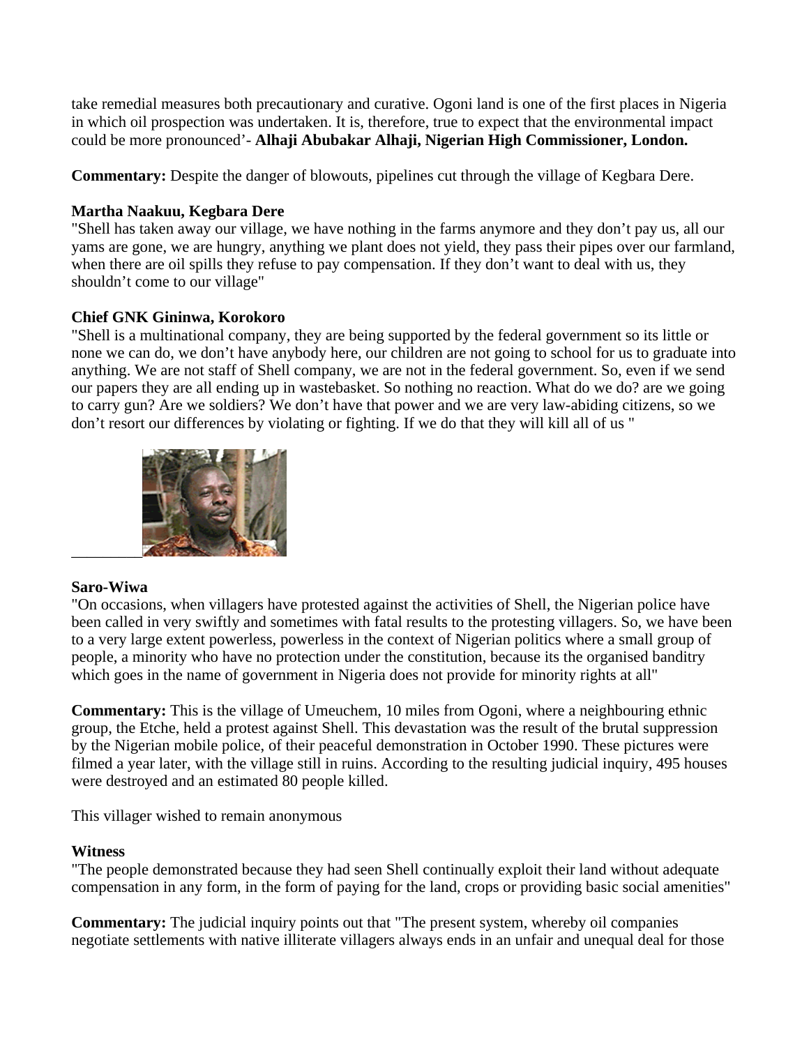take remedial measures both precautionary and curative. Ogoni land is one of the first places in Nigeria in which oil prospection was undertaken. It is, therefore, true to expect that the environmental impact could be more pronounced'- **Alhaji Abubakar Alhaji, Nigerian High Commissioner, London.**

**Commentary:** Despite the danger of blowouts, pipelines cut through the village of Kegbara Dere.

**Martha Naakuu, Kegbara Dere**
"Shell has taken away our village, we have nothing in the farms anymore and they don't pay us, all our yams are gone, we are hungry, anything we plant does not yield, they pass their pipes over our farmland, when there are oil spills they refuse to pay compensation. If they don't want to deal with us, they shouldn't come to our village"

**Chief GNK Gininwa, Korokoro**
"Shell is a multinational company, they are being supported by the federal government so its little or none we can do, we don't have anybody here, our children are not going to school for us to graduate into anything. We are not staff of Shell company, we are not in the federal government. So, even if we send our papers they are all ending up in wastebasket. So nothing no reaction. What do we do? are we going to carry gun? Are we soldiers? We don't have that power and we are very law-abiding citizens, so we don't resort our differences by violating or fighting. If we do that they will kill all of us "

**Saro-Wiwa**
"On occasions, when villagers have protested against the activities of Shell, the Nigerian police have been called in very swiftly and sometimes with fatal results to the protesting villagers. So, we have been to a very large extent powerless, powerless in the context of Nigerian politics where a small group of people, a minority who have no protection under the constitution, because its the organised banditry which goes in the name of government in Nigeria does not provide for minority rights at all"

**Commentary:** This is the village of Umeuchem, 10 miles from Ogoni, where a neighbouring ethnic group, the Etche, held a protest against Shell. This devastation was the result of the brutal suppression by the Nigerian mobile police, of their peaceful demonstration in October 1990. These pictures were filmed a year later, with the village still in ruins. According to the resulting judicial inquiry, 495 houses were destroyed and an estimated 80 people killed.

This villager wished to remain anonymous

**Witness**
"The people demonstrated because they had seen Shell continually exploit their land without adequate compensation in any form, in the form of paying for the land, crops or providing basic social amenities"

**Commentary:** The judicial inquiry points out that "The present system, whereby oil companies negotiate settlements with native illiterate villagers always ends in an unfair and unequal deal for those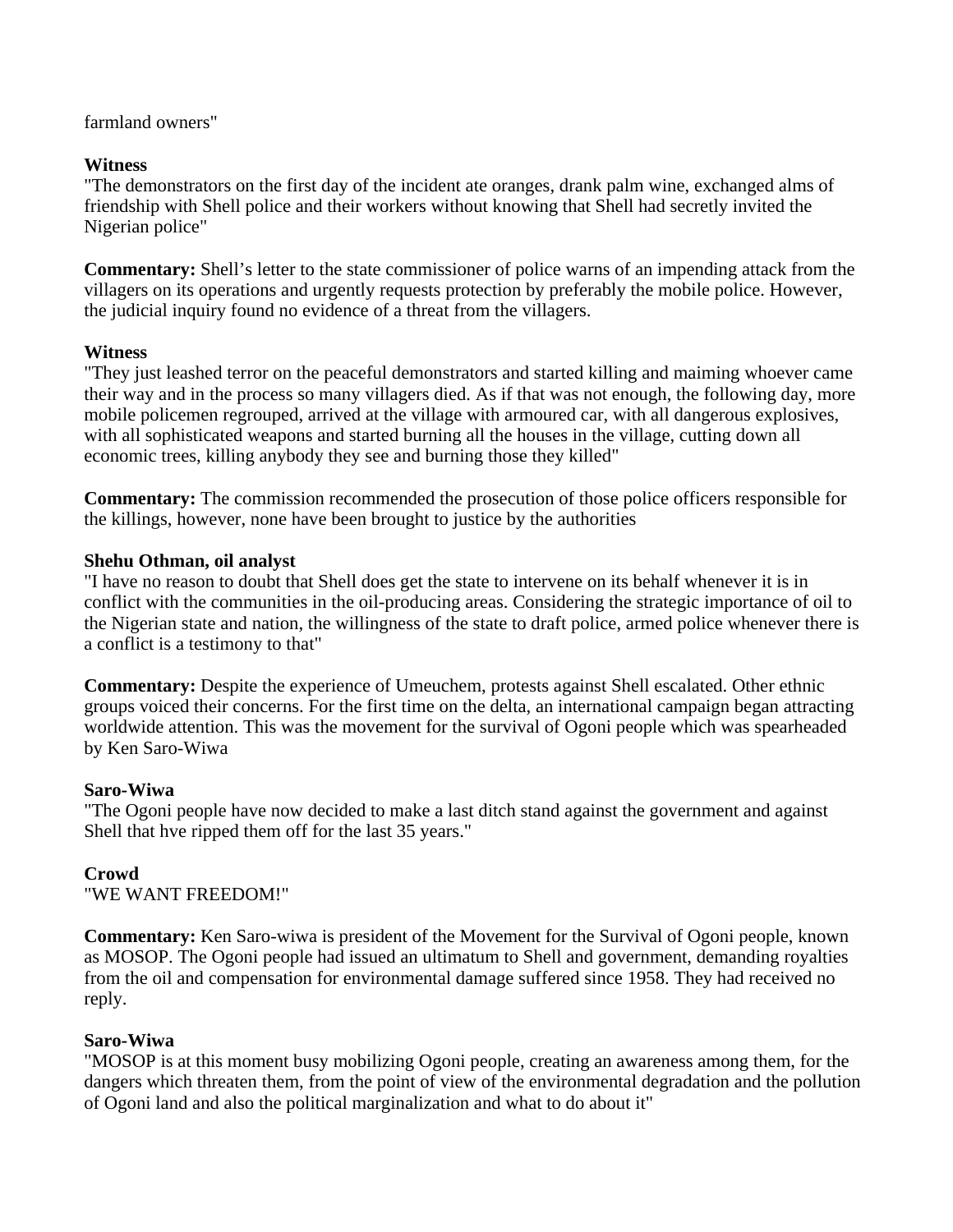farmland owners"

**Witness**
"The demonstrators on the first day of the incident ate oranges, drank palm wine, exchanged alms of friendship with Shell police and their workers without knowing that Shell had secretly invited the Nigerian police"

**Commentary:** Shell's letter to the state commissioner of police warns of an impending attack from the villagers on its operations and urgently requests protection by preferably the mobile police. However, the judicial inquiry found no evidence of a threat from the villagers.

**Witness**
"They just leashed terror on the peaceful demonstrators and started killing and maiming whoever came their way and in the process so many villagers died. As if that was not enough, the following day, more mobile policemen regrouped, arrived at the village with armoured car, with all dangerous explosives, with all sophisticated weapons and started burning all the houses in the village, cutting down all economic trees, killing anybody they see and burning those they killed"

**Commentary:** The commission recommended the prosecution of those police officers responsible for the killings, however, none have been brought to justice by the authorities

**Shehu Othman, oil analyst**
"I have no reason to doubt that Shell does get the state to intervene on its behalf whenever it is in conflict with the communities in the oil-producing areas. Considering the strategic importance of oil to the Nigerian state and nation, the willingness of the state to draft police, armed police whenever there is a conflict is a testimony to that"

**Commentary:** Despite the experience of Umeuchem, protests against Shell escalated. Other ethnic groups voiced their concerns. For the first time on the delta, an international campaign began attracting worldwide attention. This was the movement for the survival of Ogoni people which was spearheaded by Ken Saro-Wiwa

**Saro-Wiwa**
"The Ogoni people have now decided to make a last ditch stand against the government and against Shell that hve ripped them off for the last 35 years."

**Crowd**
"WE WANT FREEDOM!"

**Commentary:** Ken Saro-wiwa is president of the Movement for the Survival of Ogoni people, known as MOSOP. The Ogoni people had issued an ultimatum to Shell and government, demanding royalties from the oil and compensation for environmental damage suffered since 1958. They had received no reply.

**Saro-Wiwa**
"MOSOP is at this moment busy mobilizing Ogoni people, creating an awareness among them, for the dangers which threaten them, from the point of view of the environmental degradation and the pollution of Ogoni land and also the political marginalization and what to do about it"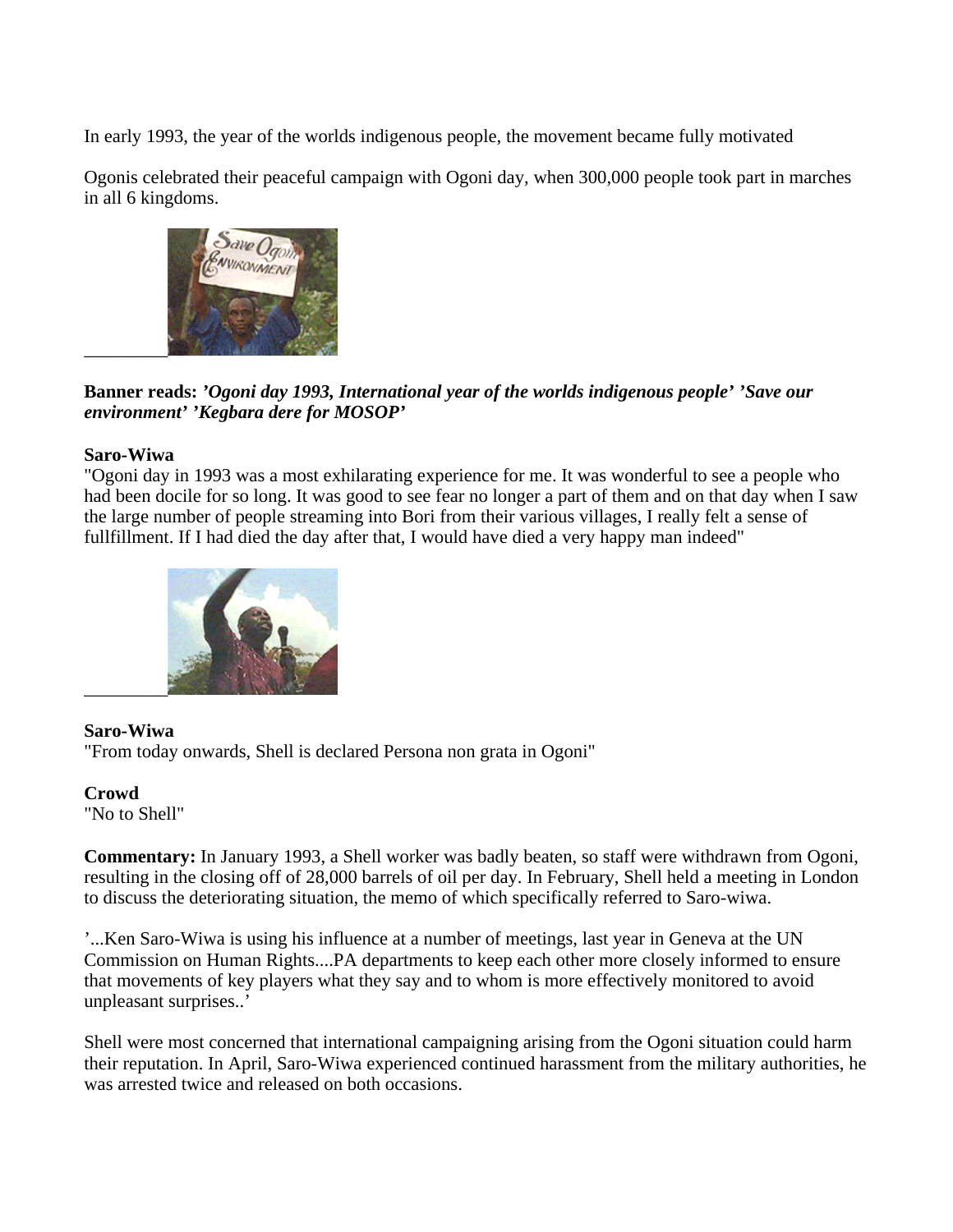In early 1993, the year of the worlds indigenous people, the movement became fully motivated

Ogonis celebrated their peaceful campaign with Ogoni day, when 300,000 people took part in marches in all 6 kingdoms.

**Banner reads:** ***'Ogoni day 1993, International year of the worlds indigenous people' 'Save our environment' 'Kegbara dere for MOSOP'***

**Saro-Wiwa**
"Ogoni day in 1993 was a most exhilarating experience for me. It was wonderful to see a people who had been docile for so long. It was good to see fear no longer a part of them and on that day when I saw the large number of people streaming into Bori from their various villages, I really felt a sense of fullfillment. If I had died the day after that, I would have died a very happy man indeed"

**Saro-Wiwa**
"From today onwards, Shell is declared Persona non grata in Ogoni"

**Crowd**
"No to Shell"

**Commentary:** In January 1993, a Shell worker was badly beaten, so staff were withdrawn from Ogoni, resulting in the closing off of 28,000 barrels of oil per day. In February, Shell held a meeting in London to discuss the deteriorating situation, the memo of which specifically referred to Saro-wiwa.

'...Ken Saro-Wiwa is using his influence at a number of meetings, last year in Geneva at the UN Commission on Human Rights....PA departments to keep each other more closely informed to ensure that movements of key players what they say and to whom is more effectively monitored to avoid unpleasant surprises..'

Shell were most concerned that international campaigning arising from the Ogoni situation could harm their reputation. In April, Saro-Wiwa experienced continued harassment from the military authorities, he was arrested twice and released on both occasions.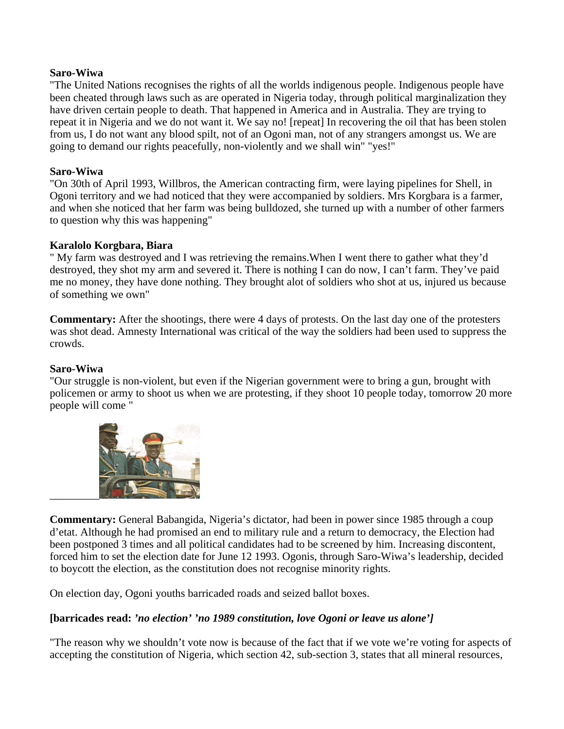**Saro-Wiwa**
"The United Nations recognises the rights of all the worlds indigenous people. Indigenous people have been cheated through laws such as are operated in Nigeria today, through political marginalization they have driven certain people to death. That happened in America and in Australia. They are trying to repeat it in Nigeria and we do not want it. We say no! [repeat] In recovering the oil that has been stolen from us, I do not want any blood spilt, not of an Ogoni man, not of any strangers amongst us. We are going to demand our rights peacefully, non-violently and we shall win" "yes!"

**Saro-Wiwa**
"On 30th of April 1993, Willbros, the American contracting firm, were laying pipelines for Shell, in Ogoni territory and we had noticed that they were accompanied by soldiers. Mrs Korgbara is a farmer, and when she noticed that her farm was being bulldozed, she turned up with a number of other farmers to question why this was happening"

**Karalolo Korgbara, Biara**
" My farm was destroyed and I was retrieving the remains.When I went there to gather what they'd destroyed, they shot my arm and severed it. There is nothing I can do now, I can't farm. They've paid me no money, they have done nothing. They brought alot of soldiers who shot at us, injured us because of something we own"

**Commentary:** After the shootings, there were 4 days of protests. On the last day one of the protesters was shot dead. Amnesty International was critical of the way the soldiers had been used to suppress the crowds.

**Saro-Wiwa**
"Our struggle is non-violent, but even if the Nigerian government were to bring a gun, brought with policemen or army to shoot us when we are protesting, if they shoot 10 people today, tomorrow 20 more people will come "

**Commentary:** General Babangida, Nigeria's dictator, had been in power since 1985 through a coup d'etat. Although he had promised an end to military rule and a return to democracy, the Election had been postponed 3 times and all political candidates had to be screened by him. Increasing discontent, forced him to set the election date for June 12 1993. Ogonis, through Saro-Wiwa's leadership, decided to boycott the election, as the constitution does not recognise minority rights.

On election day, Ogoni youths barricaded roads and seized ballot boxes.

**[barricades read: *'no election' 'no 1989 constitution, love Ogoni or leave us alone'*]**

"The reason why we shouldn't vote now is because of the fact that if we vote we're voting for aspects of accepting the constitution of Nigeria, which section 42, sub-section 3, states that all mineral resources,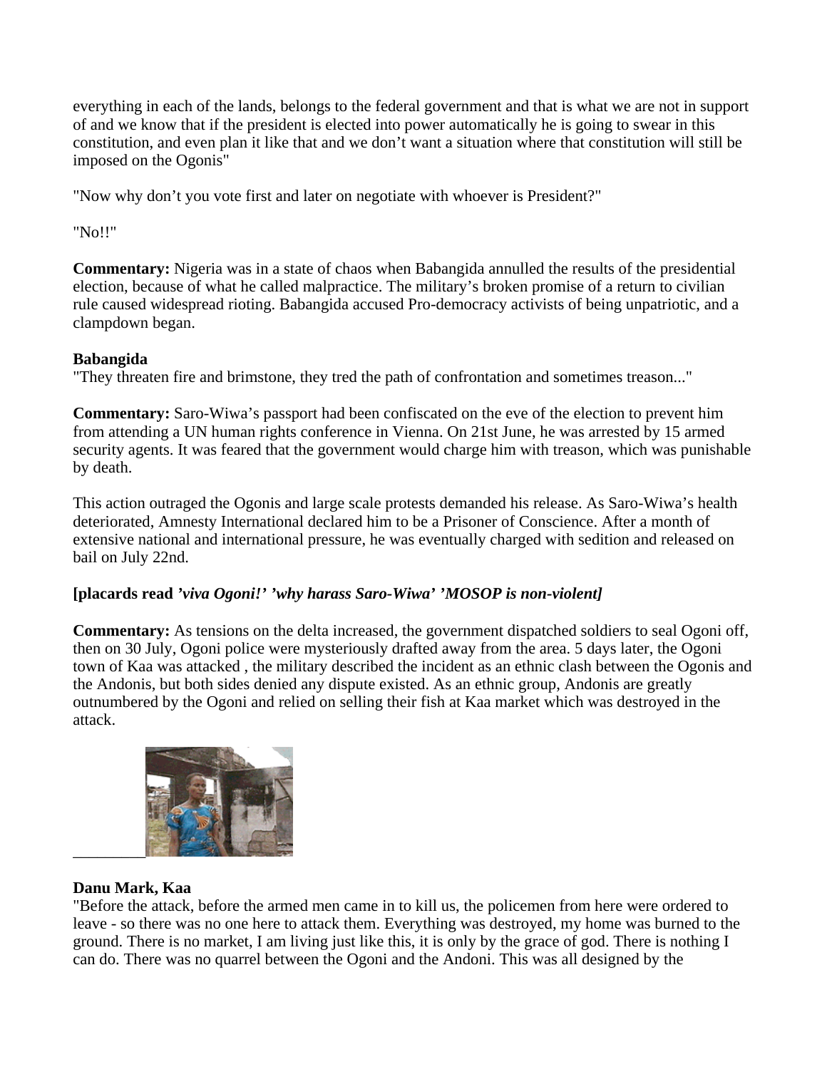everything in each of the lands, belongs to the federal government and that is what we are not in support of and we know that if the president is elected into power automatically he is going to swear in this constitution, and even plan it like that and we don't want a situation where that constitution will still be imposed on the Ogonis"

"Now why don't you vote first and later on negotiate with whoever is President?"

"No!!"

**Commentary:** Nigeria was in a state of chaos when Babangida annulled the results of the presidential election, because of what he called malpractice. The military's broken promise of a return to civilian rule caused widespread rioting. Babangida accused Pro-democracy activists of being unpatriotic, and a clampdown began.

**Babangida**
"They threaten fire and brimstone, they tred the path of confrontation and sometimes treason..."

**Commentary:** Saro-Wiwa's passport had been confiscated on the eve of the election to prevent him from attending a UN human rights conference in Vienna. On 21st June, he was arrested by 15 armed security agents. It was feared that the government would charge him with treason, which was punishable by death.

This action outraged the Ogonis and large scale protests demanded his release. As Saro-Wiwa's health deteriorated, Amnesty International declared him to be a Prisoner of Conscience. After a month of extensive national and international pressure, he was eventually charged with sedition and released on bail on July 22nd.

**[placards read** ***'viva Ogoni!' 'why harass Saro-Wiwa' 'MOSOP is non-violent]***

**Commentary:** As tensions on the delta increased, the government dispatched soldiers to seal Ogoni off, then on 30 July, Ogoni police were mysteriously drafted away from the area. 5 days later, the Ogoni town of Kaa was attacked , the military described the incident as an ethnic clash between the Ogonis and the Andonis, but both sides denied any dispute existed. As an ethnic group, Andonis are greatly outnumbered by the Ogoni and relied on selling their fish at Kaa market which was destroyed in the attack.

**Danu Mark, Kaa**
"Before the attack, before the armed men came in to kill us, the policemen from here were ordered to leave - so there was no one here to attack them. Everything was destroyed, my home was burned to the ground. There is no market, I am living just like this, it is only by the grace of god. There is nothing I can do. There was no quarrel between the Ogoni and the Andoni. This was all designed by the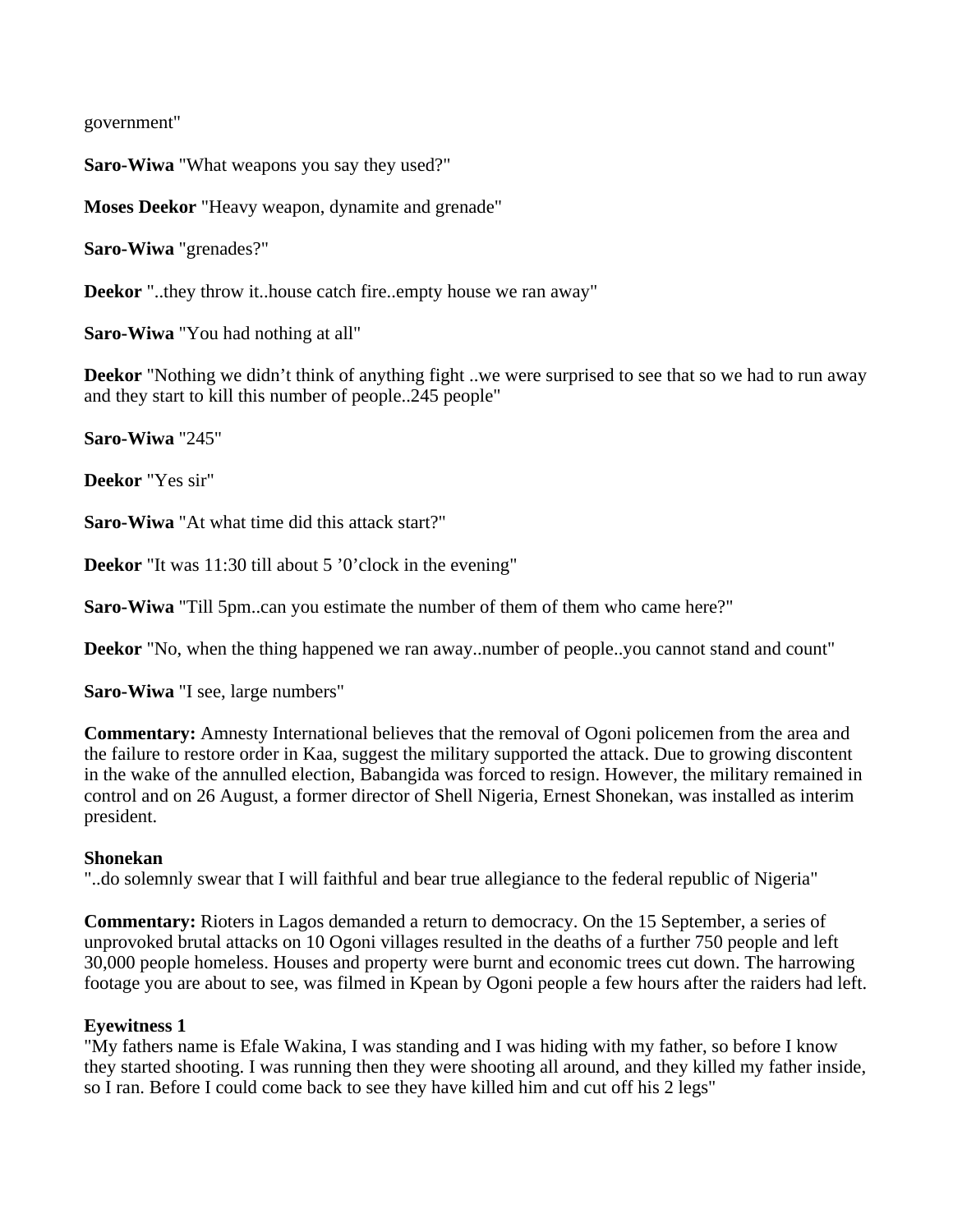government"

**Saro-Wiwa** "What weapons you say they used?"

**Moses Deekor** "Heavy weapon, dynamite and grenade"

**Saro-Wiwa** "grenades?"

**Deekor** "..they throw it..house catch fire..empty house we ran away"

**Saro-Wiwa** "You had nothing at all"

**Deekor** "Nothing we didn't think of anything fight ..we were surprised to see that so we had to run away and they start to kill this number of people..245 people"

**Saro-Wiwa** "245"

**Deekor** "Yes sir"

**Saro-Wiwa** "At what time did this attack start?"

**Deekor** "It was 11:30 till about 5 '0'clock in the evening"

**Saro-Wiwa** "Till 5pm..can you estimate the number of them of them who came here?"

**Deekor** "No, when the thing happened we ran away..number of people..you cannot stand and count"

**Saro-Wiwa** "I see, large numbers"

**Commentary:** Amnesty International believes that the removal of Ogoni policemen from the area and the failure to restore order in Kaa, suggest the military supported the attack. Due to growing discontent in the wake of the annulled election, Babangida was forced to resign. However, the military remained in control and on 26 August, a former director of Shell Nigeria, Ernest Shonekan, was installed as interim president.

**Shonekan**
"..do solemnly swear that I will faithful and bear true allegiance to the federal republic of Nigeria"

**Commentary:** Rioters in Lagos demanded a return to democracy. On the 15 September, a series of unprovoked brutal attacks on 10 Ogoni villages resulted in the deaths of a further 750 people and left 30,000 people homeless. Houses and property were burnt and economic trees cut down. The harrowing footage you are about to see, was filmed in Kpean by Ogoni people a few hours after the raiders had left.

**Eyewitness 1**
"My fathers name is Efale Wakina, I was standing and I was hiding with my father, so before I know they started shooting. I was running then they were shooting all around, and they killed my father inside, so I ran. Before I could come back to see they have killed him and cut off his 2 legs"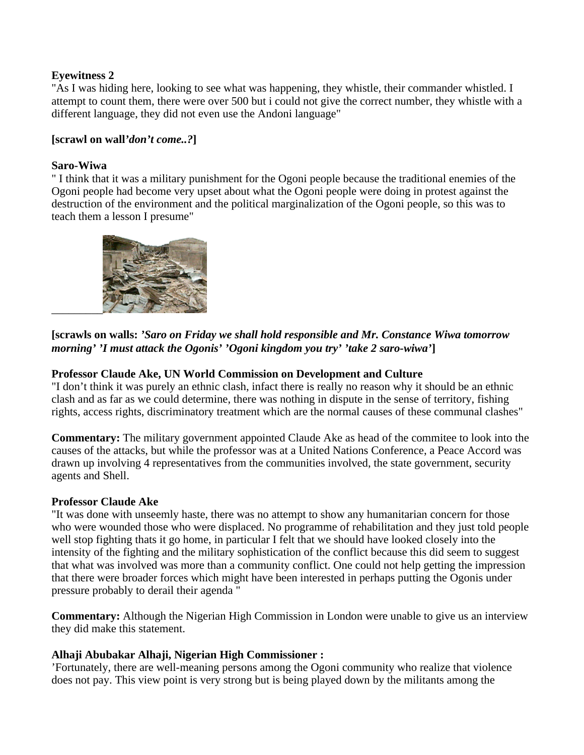**Eyewitness 2**
"As I was hiding here, looking to see what was happening, they whistle, their commander whistled. I attempt to count them, there were over 500 but i could not give the correct number, they whistle with a different language, they did not even use the Andoni language"

**[scrawl on wall*'don't come..?*]**

**Saro-Wiwa**
" I think that it was a military punishment for the Ogoni people because the traditional enemies of the Ogoni people had become very upset about what the Ogoni people were doing in protest against the destruction of the environment and the political marginalization of the Ogoni people, so this was to teach them a lesson I presume"

**[scrawls on walls: *'Saro on Friday we shall hold responsible and Mr. Constance Wiwa tomorrow morning' 'I must attack the Ogonis' 'Ogoni kingdom you try' 'take 2 saro-wiwa'*]**

**Professor Claude Ake, UN World Commission on Development and Culture**
"I don't think it was purely an ethnic clash, infact there is really no reason why it should be an ethnic clash and as far as we could determine, there was nothing in dispute in the sense of territory, fishing rights, access rights, discriminatory treatment which are the normal causes of these communal clashes"

**Commentary:** The military government appointed Claude Ake as head of the commitee to look into the causes of the attacks, but while the professor was at a United Nations Conference, a Peace Accord was drawn up involving 4 representatives from the communities involved, the state government, security agents and Shell.

**Professor Claude Ake**
"It was done with unseemly haste, there was no attempt to show any humanitarian concern for those who were wounded those who were displaced. No programme of rehabilitation and they just told people well stop fighting thats it go home, in particular I felt that we should have looked closely into the intensity of the fighting and the military sophistication of the conflict because this did seem to suggest that what was involved was more than a community conflict. One could not help getting the impression that there were broader forces which might have been interested in perhaps putting the Ogonis under pressure probably to derail their agenda "

**Commentary:** Although the Nigerian High Commission in London were unable to give us an interview they did make this statement.

**Alhaji Abubakar Alhaji, Nigerian High Commissioner :**
'Fortunately, there are well-meaning persons among the Ogoni community who realize that violence does not pay. This view point is very strong but is being played down by the militants among the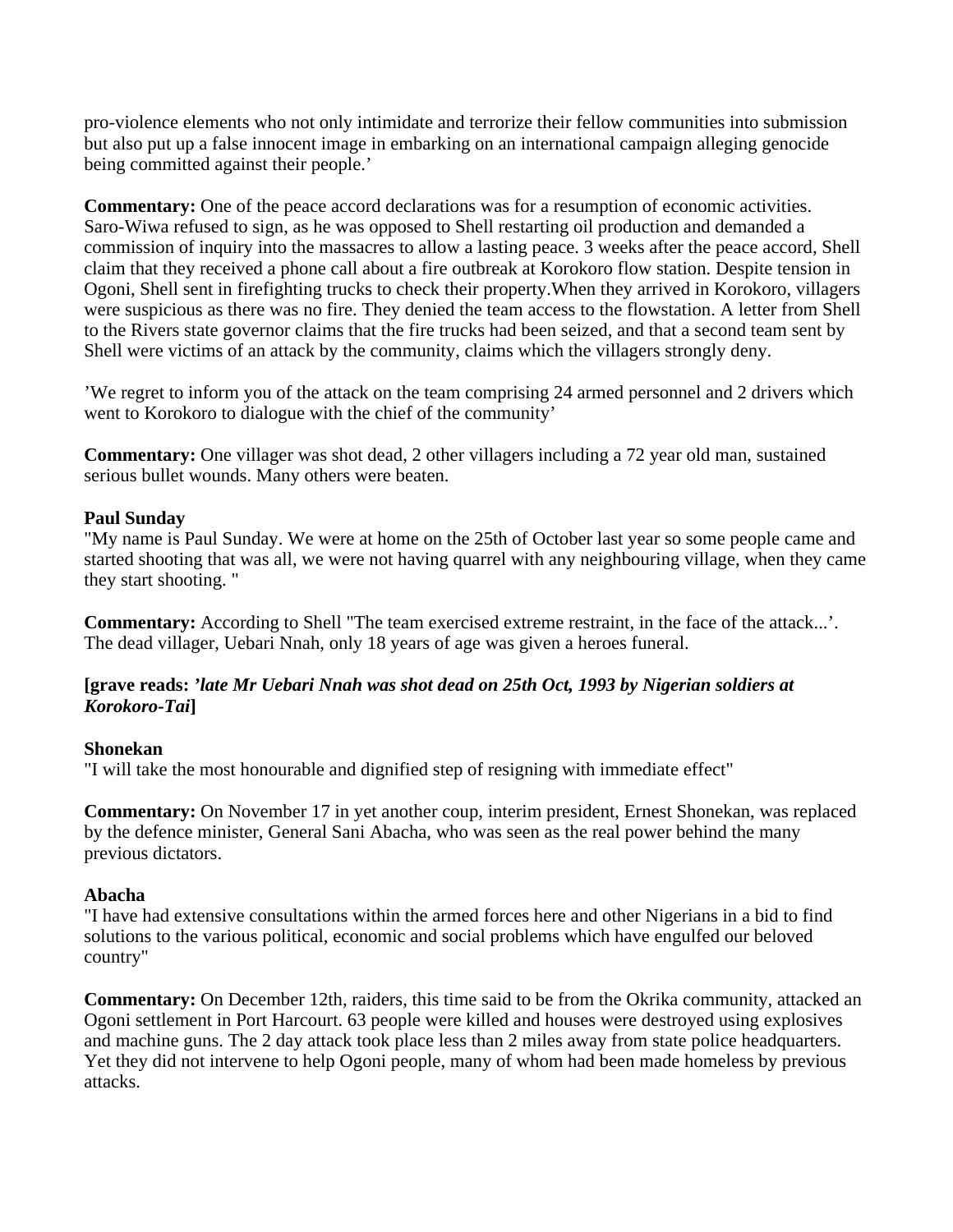pro-violence elements who not only intimidate and terrorize their fellow communities into submission but also put up a false innocent image in embarking on an international campaign alleging genocide being committed against their people.'

**Commentary:** One of the peace accord declarations was for a resumption of economic activities. Saro-Wiwa refused to sign, as he was opposed to Shell restarting oil production and demanded a commission of inquiry into the massacres to allow a lasting peace. 3 weeks after the peace accord, Shell claim that they received a phone call about a fire outbreak at Korokoro flow station. Despite tension in Ogoni, Shell sent in firefighting trucks to check their property.When they arrived in Korokoro, villagers were suspicious as there was no fire. They denied the team access to the flowstation. A letter from Shell to the Rivers state governor claims that the fire trucks had been seized, and that a second team sent by Shell were victims of an attack by the community, claims which the villagers strongly deny.

'We regret to inform you of the attack on the team comprising 24 armed personnel and 2 drivers which went to Korokoro to dialogue with the chief of the community'

**Commentary:** One villager was shot dead, 2 other villagers including a 72 year old man, sustained serious bullet wounds. Many others were beaten.

**Paul Sunday**
"My name is Paul Sunday. We were at home on the 25th of October last year so some people came and started shooting that was all, we were not having quarrel with any neighbouring village, when they came they start shooting. "

**Commentary:** According to Shell "The team exercised extreme restraint, in the face of the attack...'. The dead villager, Uebari Nnah, only 18 years of age was given a heroes funeral.

**[grave reads: *'late Mr Uebari Nnah was shot dead on 25th Oct, 1993 by Nigerian soldiers at Korokoro-Tai*]**

**Shonekan**
"I will take the most honourable and dignified step of resigning with immediate effect"

**Commentary:** On November 17 in yet another coup, interim president, Ernest Shonekan, was replaced by the defence minister, General Sani Abacha, who was seen as the real power behind the many previous dictators.

**Abacha**
"I have had extensive consultations within the armed forces here and other Nigerians in a bid to find solutions to the various political, economic and social problems which have engulfed our beloved country"

**Commentary:** On December 12th, raiders, this time said to be from the Okrika community, attacked an Ogoni settlement in Port Harcourt. 63 people were killed and houses were destroyed using explosives and machine guns. The 2 day attack took place less than 2 miles away from state police headquarters. Yet they did not intervene to help Ogoni people, many of whom had been made homeless by previous attacks.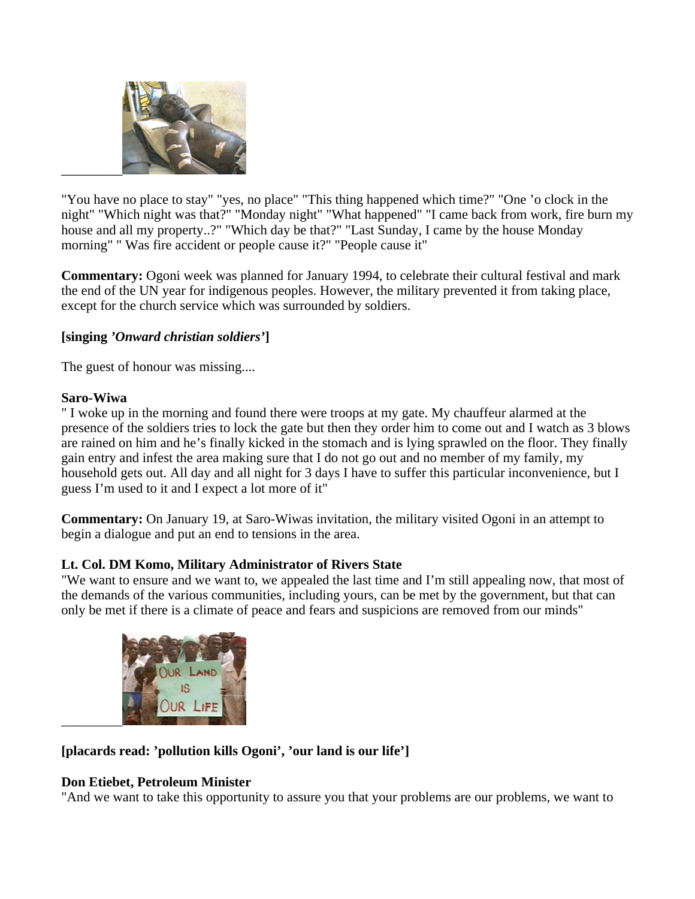"You have no place to stay" "yes, no place" "This thing happened which time?" "One 'o clock in the night" "Which night was that?" "Monday night" "What happened" "I came back from work, fire burn my house and all my property..?" "Which day be that?" "Last Sunday, I came by the house Monday morning" " Was fire accident or people cause it?" "People cause it"

**Commentary:** Ogoni week was planned for January 1994, to celebrate their cultural festival and mark the end of the UN year for indigenous peoples. However, the military prevented it from taking place, except for the church service which was surrounded by soldiers.

**[singing '*Onward christian soldiers*']**

The guest of honour was missing....

**Saro-Wiwa**
" I woke up in the morning and found there were troops at my gate. My chauffeur alarmed at the presence of the soldiers tries to lock the gate but then they order him to come out and I watch as 3 blows are rained on him and he's finally kicked in the stomach and is lying sprawled on the floor. They finally gain entry and infest the area making sure that I do not go out and no member of my family, my household gets out. All day and all night for 3 days I have to suffer this particular inconvenience, but I guess I'm used to it and I expect a lot more of it"

**Commentary:** On January 19, at Saro-Wiwas invitation, the military visited Ogoni in an attempt to begin a dialogue and put an end to tensions in the area.

**Lt. Col. DM Komo, Military Administrator of Rivers State**
"We want to ensure and we want to, we appealed the last time and I'm still appealing now, that most of the demands of the various communities, including yours, can be met by the government, but that can only be met if there is a climate of peace and fears and suspicions are removed from our minds"

**[placards read: 'pollution kills Ogoni', 'our land is our life']**

**Don Etiebet, Petroleum Minister**
"And we want to take this opportunity to assure you that your problems are our problems, we want to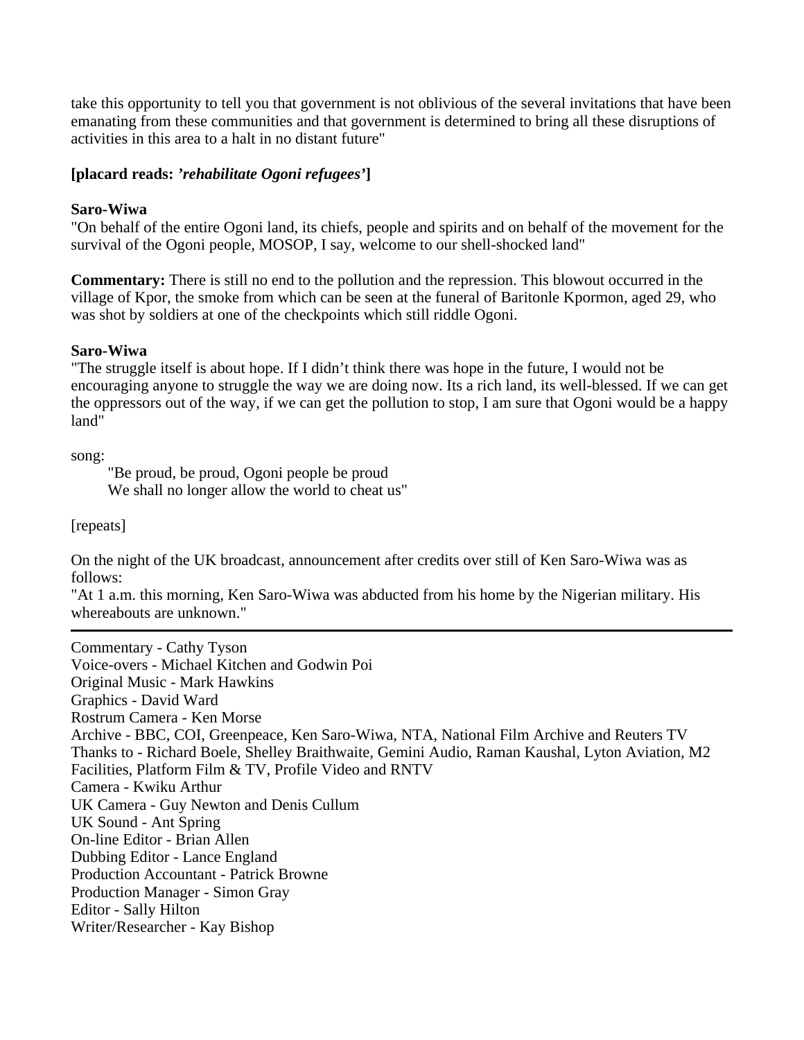take this opportunity to tell you that government is not oblivious of the several invitations that have been emanating from these communities and that government is determined to bring all these disruptions of activities in this area to a halt in no distant future"

**[placard reads: *'rehabilitate Ogoni refugees'*]**

**Saro-Wiwa**
"On behalf of the entire Ogoni land, its chiefs, people and spirits and on behalf of the movement for the survival of the Ogoni people, MOSOP, I say, welcome to our shell-shocked land"

**Commentary:** There is still no end to the pollution and the repression. This blowout occurred in the village of Kpor, the smoke from which can be seen at the funeral of Baritonle Kpormon, aged 29, who was shot by soldiers at one of the checkpoints which still riddle Ogoni.

**Saro-Wiwa**
"The struggle itself is about hope. If I didn't think there was hope in the future, I would not be encouraging anyone to struggle the way we are doing now. Its a rich land, its well-blessed. If we can get the oppressors out of the way, if we can get the pollution to stop, I am sure that Ogoni would be a happy land"

song:

> "Be proud, be proud, Ogoni people be proud
> We shall no longer allow the world to cheat us"

[repeats]

On the night of the UK broadcast, announcement after credits over still of Ken Saro-Wiwa was as follows:
"At 1 a.m. this morning, Ken Saro-Wiwa was abducted from his home by the Nigerian military. His whereabouts are unknown."

---

Commentary - Cathy Tyson
Voice-overs - Michael Kitchen and Godwin Poi
Original Music - Mark Hawkins
Graphics - David Ward
Rostrum Camera - Ken Morse
Archive - BBC, COI, Greenpeace, Ken Saro-Wiwa, NTA, National Film Archive and Reuters TV
Thanks to - Richard Boele, Shelley Braithwaite, Gemini Audio, Raman Kaushal, Lyton Aviation, M2 Facilities, Platform Film & TV, Profile Video and RNTV
Camera - Kwiku Arthur
UK Camera - Guy Newton and Denis Cullum
UK Sound - Ant Spring
On-line Editor - Brian Allen
Dubbing Editor - Lance England
Production Accountant - Patrick Browne
Production Manager - Simon Gray
Editor - Sally Hilton
Writer/Researcher - Kay Bishop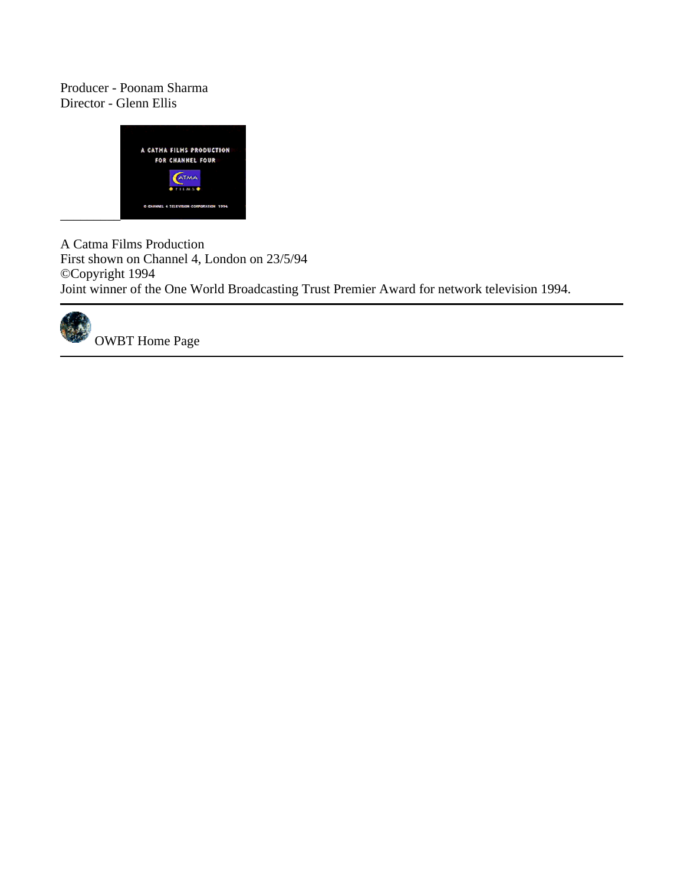Producer - Poonam Sharma
Director - Glenn Ellis

A Catma Films Production
First shown on Channel 4, London on 23/5/94
©Copyright 1994
Joint winner of the One World Broadcasting Trust Premier Award for network television 1994.

---

OWBT Home Page

---